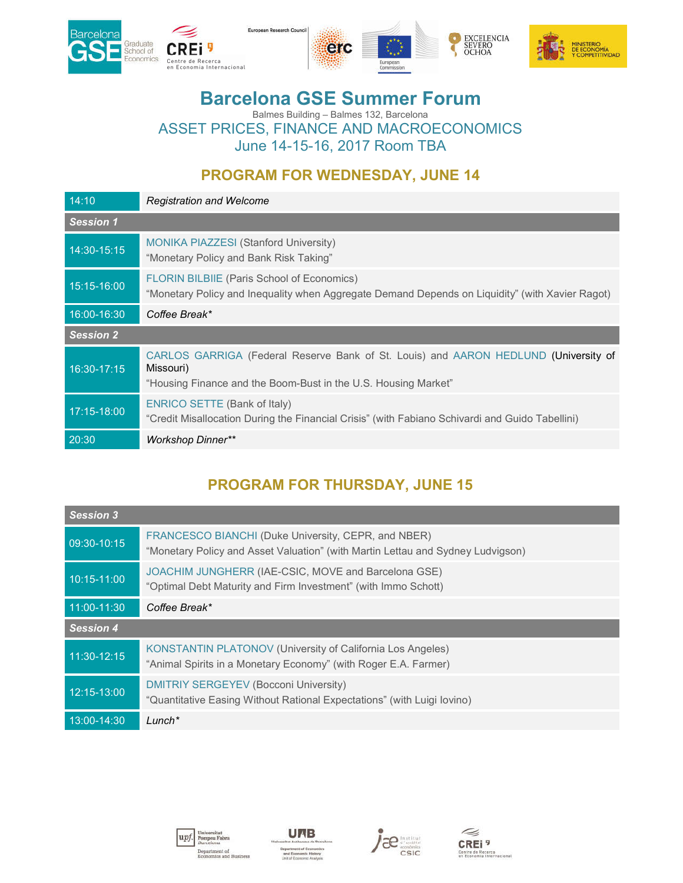# Barcelona GSE Summer Forum

Balmes Building – Balmes 132, Barcelona

## ASSET PRICES, FINANCE AND MACROECONOMICS

June 14-15-16, 2017 Room TBA

## PROGRAM FOR WEDNESDAY, JUNE 14

| | |
|---|---|
| 14:10 | *Registration and Welcome* |
| ***Session 1*** | |
| 14:30-15:15 | MONIKA PIAZZESI (Stanford University)<br>“Monetary Policy and Bank Risk Taking” |
| 15:15-16:00 | FLORIN BILBIIE (Paris School of Economics)<br>“Monetary Policy and Inequality when Aggregate Demand Depends on Liquidity” (with Xavier Ragot) |
| 16:00-16:30 | *Coffee Break** |
| ***Session 2*** | |
| 16:30-17:15 | CARLOS GARRIGA (Federal Reserve Bank of St. Louis) and AARON HEDLUND (University of Missouri)<br>“Housing Finance and the Boom-Bust in the U.S. Housing Market” |
| 17:15-18:00 | ENRICO SETTE (Bank of Italy)<br>“Credit Misallocation During the Financial Crisis” (with Fabiano Schivardi and Guido Tabellini) |
| 20:30 | *Workshop Dinner*** |

## PROGRAM FOR THURSDAY, JUNE 15

| | |
|---|---|
| ***Session 3*** | |
| 09:30-10:15 | FRANCESCO BIANCHI (Duke University, CEPR, and NBER)<br>“Monetary Policy and Asset Valuation” (with Martin Lettau and Sydney Ludvigson) |
| 10:15-11:00 | JOACHIM JUNGHERR (IAE-CSIC, MOVE and Barcelona GSE)<br>“Optimal Debt Maturity and Firm Investment” (with Immo Schott) |
| 11:00-11:30 | *Coffee Break** |
| ***Session 4*** | |
| 11:30-12:15 | KONSTANTIN PLATONOV (University of California Los Angeles)<br>“Animal Spirits in a Monetary Economy” (with Roger E.A. Farmer) |
| 12:15-13:00 | DMITRIY SERGEYEV (Bocconi University)<br>“Quantitative Easing Without Rational Expectations” (with Luigi Iovino) |
| 13:00-14:30 | *Lunch** |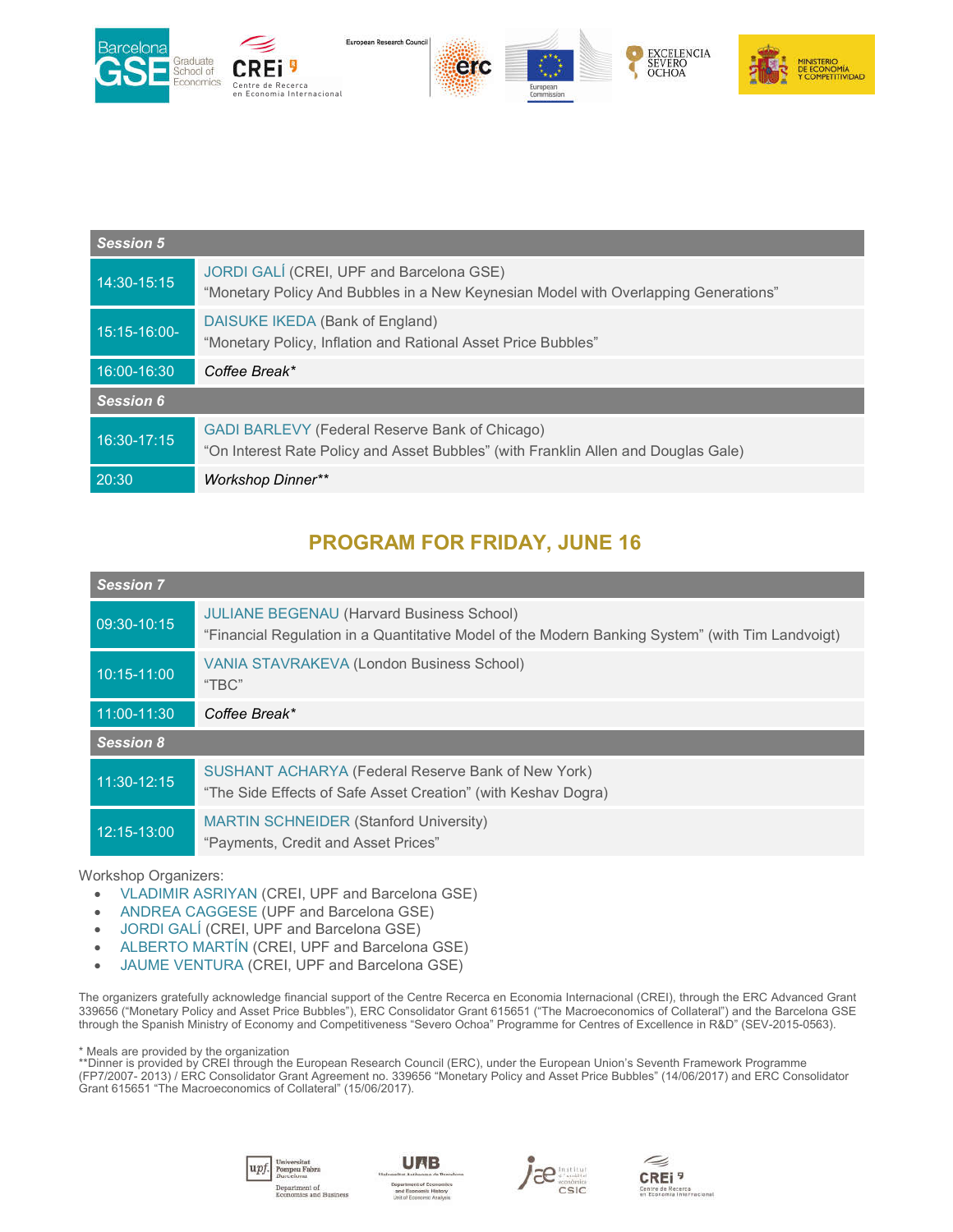| Session 5 | |
|---|---|
| 14:30-15:15 | JORDI GALÍ (CREI, UPF and Barcelona GSE)<br>“Monetary Policy And Bubbles in a New Keynesian Model with Overlapping Generations” |
| 15:15-16:00- | DAISUKE IKEDA (Bank of England)<br>“Monetary Policy, Inflation and Rational Asset Price Bubbles” |
| 16:00-16:30 | *Coffee Break** |
| **Session 6** | |
| 16:30-17:15 | GADI BARLEVY (Federal Reserve Bank of Chicago)<br>“On Interest Rate Policy and Asset Bubbles” (with Franklin Allen and Douglas Gale) |
| 20:30 | *Workshop Dinner*** |

## PROGRAM FOR FRIDAY, JUNE 16

| Session 7 | |
|---|---|
| 09:30-10:15 | JULIANE BEGENAU (Harvard Business School)<br>“Financial Regulation in a Quantitative Model of the Modern Banking System” (with Tim Landvoigt) |
| 10:15-11:00 | VANIA STAVRAKEVA (London Business School)<br>“TBC” |
| 11:00-11:30 | *Coffee Break** |
| **Session 8** | |
| 11:30-12:15 | SUSHANT ACHARYA (Federal Reserve Bank of New York)<br>“The Side Effects of Safe Asset Creation” (with Keshav Dogra) |
| 12:15-13:00 | MARTIN SCHNEIDER (Stanford University)<br>“Payments, Credit and Asset Prices” |

Workshop Organizers:

- VLADIMIR ASRIYAN (CREI, UPF and Barcelona GSE)
- ANDREA CAGGESE (UPF and Barcelona GSE)
- JORDI GALÍ (CREI, UPF and Barcelona GSE)
- ALBERTO MARTÍN (CREI, UPF and Barcelona GSE)
- JAUME VENTURA (CREI, UPF and Barcelona GSE)

The organizers gratefully acknowledge financial support of the Centre Recerca en Economia Internacional (CREI), through the ERC Advanced Grant 339656 (“Monetary Policy and Asset Price Bubbles”), ERC Consolidator Grant 615651 (“The Macroeconomics of Collateral”) and the Barcelona GSE through the Spanish Ministry of Economy and Competitiveness “Severo Ochoa” Programme for Centres of Excellence in R&D” (SEV-2015-0563).

\* Meals are provided by the organization
\*\*Dinner is provided by CREI through the European Research Council (ERC), under the European Union’s Seventh Framework Programme (FP7/2007- 2013) / ERC Consolidator Grant Agreement no. 339656 “Monetary Policy and Asset Price Bubbles” (14/06/2017) and ERC Consolidator Grant 615651 “The Macroeconomics of Collateral” (15/06/2017).